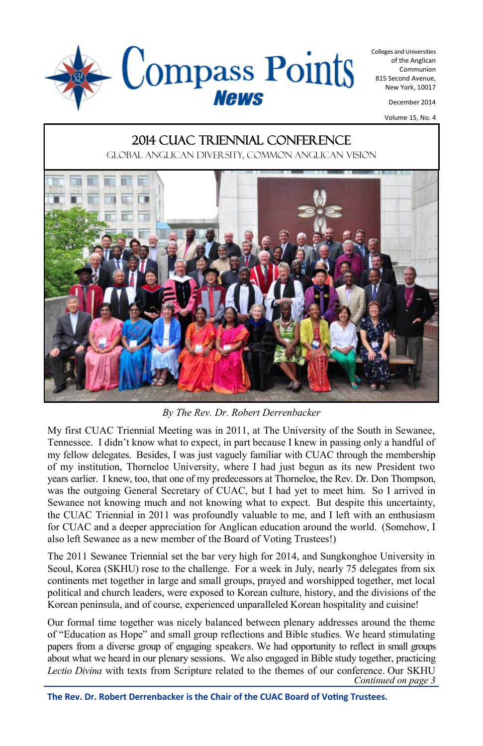# Compass Points News

Colleges and Universities of the Anglican Communion
815 Second Avenue,
New York, 10017

December 2014

Volume 15, No. 4

## 2014 CUAC Triennial Conference

### Global Anglican Diversity, Common Anglican Vision

*By The Rev. Dr. Robert Derrenbacker*

My first CUAC Triennial Meeting was in 2011, at The University of the South in Sewanee, Tennessee. I didn't know what to expect, in part because I knew in passing only a handful of my fellow delegates. Besides, I was just vaguely familiar with CUAC through the membership of my institution, Thorneloe University, where I had just begun as its new President two years earlier. I knew, too, that one of my predecessors at Thorneloe, the Rev. Dr. Don Thompson, was the outgoing General Secretary of CUAC, but I had yet to meet him. So I arrived in Sewanee not knowing much and not knowing what to expect. But despite this uncertainty, the CUAC Triennial in 2011 was profoundly valuable to me, and I left with an enthusiasm for CUAC and a deeper appreciation for Anglican education around the world. (Somehow, I also left Sewanee as a new member of the Board of Voting Trustees!)

The 2011 Sewanee Triennial set the bar very high for 2014, and Sungkonghoe University in Seoul, Korea (SKHU) rose to the challenge. For a week in July, nearly 75 delegates from six continents met together in large and small groups, prayed and worshipped together, met local political and church leaders, were exposed to Korean culture, history, and the divisions of the Korean peninsula, and of course, experienced unparalleled Korean hospitality and cuisine!

Our formal time together was nicely balanced between plenary addresses around the theme of "Education as Hope" and small group reflections and Bible studies. We heard stimulating papers from a diverse group of engaging speakers. We had opportunity to reflect in small groups about what we heard in our plenary sessions. We also engaged in Bible study together, practicing *Lectio Divina* with texts from Scripture related to the themes of our conference. Our SKHU

*Continued on page 3*

**The Rev. Dr. Robert Derrenbacker is the Chair of the CUAC Board of Voting Trustees.**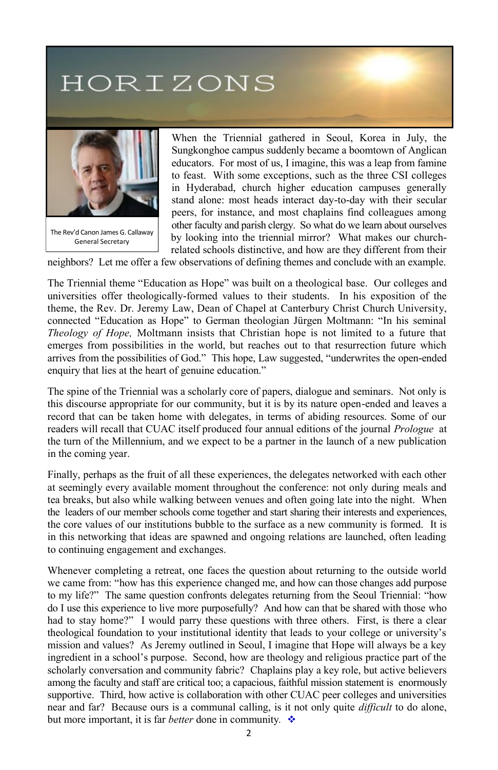# HORIZONS

The Rev'd Canon James G. Callaway
General Secretary

When the Triennial gathered in Seoul, Korea in July, the Sungkonghoe campus suddenly became a boomtown of Anglican educators. For most of us, I imagine, this was a leap from famine to feast. With some exceptions, such as the three CSI colleges in Hyderabad, church higher education campuses generally stand alone: most heads interact day-to-day with their secular peers, for instance, and most chaplains find colleagues among other faculty and parish clergy. So what do we learn about ourselves by looking into the triennial mirror? What makes our church-related schools distinctive, and how are they different from their neighbors? Let me offer a few observations of defining themes and conclude with an example.

The Triennial theme "Education as Hope" was built on a theological base. Our colleges and universities offer theologically-formed values to their students. In his exposition of the theme, the Rev. Dr. Jeremy Law, Dean of Chapel at Canterbury Christ Church University, connected "Education as Hope" to German theologian Jürgen Moltmann: "In his seminal *Theology of Hope,* Moltmann insists that Christian hope is not limited to a future that emerges from possibilities in the world, but reaches out to that resurrection future which arrives from the possibilities of God." This hope, Law suggested, "underwrites the open-ended enquiry that lies at the heart of genuine education."

The spine of the Triennial was a scholarly core of papers, dialogue and seminars. Not only is this discourse appropriate for our community, but it is by its nature open-ended and leaves a record that can be taken home with delegates, in terms of abiding resources. Some of our readers will recall that CUAC itself produced four annual editions of the journal *Prologue* at the turn of the Millennium, and we expect to be a partner in the launch of a new publication in the coming year.

Finally, perhaps as the fruit of all these experiences, the delegates networked with each other at seemingly every available moment throughout the conference: not only during meals and tea breaks, but also while walking between venues and often going late into the night. When the leaders of our member schools come together and start sharing their interests and experiences, the core values of our institutions bubble to the surface as a new community is formed. It is in this networking that ideas are spawned and ongoing relations are launched, often leading to continuing engagement and exchanges.

Whenever completing a retreat, one faces the question about returning to the outside world we came from: "how has this experience changed me, and how can those changes add purpose to my life?" The same question confronts delegates returning from the Seoul Triennial: "how do I use this experience to live more purposefully? And how can that be shared with those who had to stay home?" I would parry these questions with three others. First, is there a clear theological foundation to your institutional identity that leads to your college or university's mission and values? As Jeremy outlined in Seoul, I imagine that Hope will always be a key ingredient in a school's purpose. Second, how are theology and religious practice part of the scholarly conversation and community fabric? Chaplains play a key role, but active believers among the faculty and staff are critical too; a capacious, faithful mission statement is enormously supportive. Third, how active is collaboration with other CUAC peer colleges and universities near and far? Because ours is a communal calling, is it not only quite *difficult* to do alone, but more important, it is far *better* done in community. ❖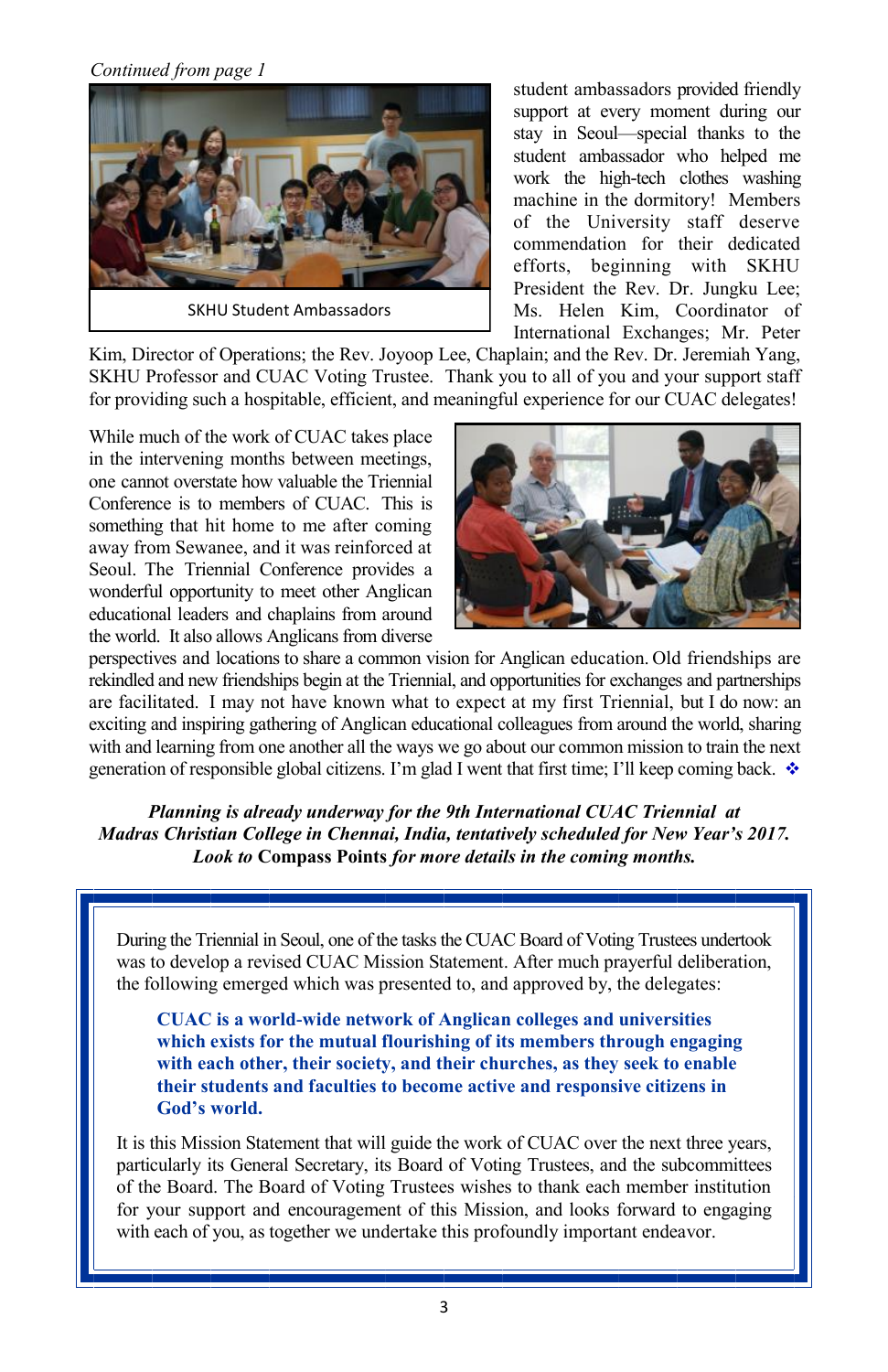*Continued from page 1*

SKHU Student Ambassadors

student ambassadors provided friendly support at every moment during our stay in Seoul—special thanks to the student ambassador who helped me work the high-tech clothes washing machine in the dormitory! Members of the University staff deserve commendation for their dedicated efforts, beginning with SKHU President the Rev. Dr. Jungku Lee; Ms. Helen Kim, Coordinator of International Exchanges; Mr. Peter Kim, Director of Operations; the Rev. Joyoop Lee, Chaplain; and the Rev. Dr. Jeremiah Yang, SKHU Professor and CUAC Voting Trustee. Thank you to all of you and your support staff for providing such a hospitable, efficient, and meaningful experience for our CUAC delegates!

While much of the work of CUAC takes place in the intervening months between meetings, one cannot overstate how valuable the Triennial Conference is to members of CUAC. This is something that hit home to me after coming away from Sewanee, and it was reinforced at Seoul. The Triennial Conference provides a wonderful opportunity to meet other Anglican educational leaders and chaplains from around the world. It also allows Anglicans from diverse perspectives and locations to share a common vision for Anglican education. Old friendships are rekindled and new friendships begin at the Triennial, and opportunities for exchanges and partnerships are facilitated. I may not have known what to expect at my first Triennial, but I do now: an exciting and inspiring gathering of Anglican educational colleagues from around the world, sharing with and learning from one another all the ways we go about our common mission to train the next generation of responsible global citizens. I'm glad I went that first time; I'll keep coming back. ❖

***Planning is already underway for the 9th International CUAC Triennial at Madras Christian College in Chennai, India, tentatively scheduled for New Year's 2017. Look to* Compass Points *for more details in the coming months.***

During the Triennial in Seoul, one of the tasks the CUAC Board of Voting Trustees undertook was to develop a revised CUAC Mission Statement. After much prayerful deliberation, the following emerged which was presented to, and approved by, the delegates:

> **CUAC is a world-wide network of Anglican colleges and universities which exists for the mutual flourishing of its members through engaging with each other, their society, and their churches, as they seek to enable their students and faculties to become active and responsive citizens in God's world.**

It is this Mission Statement that will guide the work of CUAC over the next three years, particularly its General Secretary, its Board of Voting Trustees, and the subcommittees of the Board. The Board of Voting Trustees wishes to thank each member institution for your support and encouragement of this Mission, and looks forward to engaging with each of you, as together we undertake this profoundly important endeavor.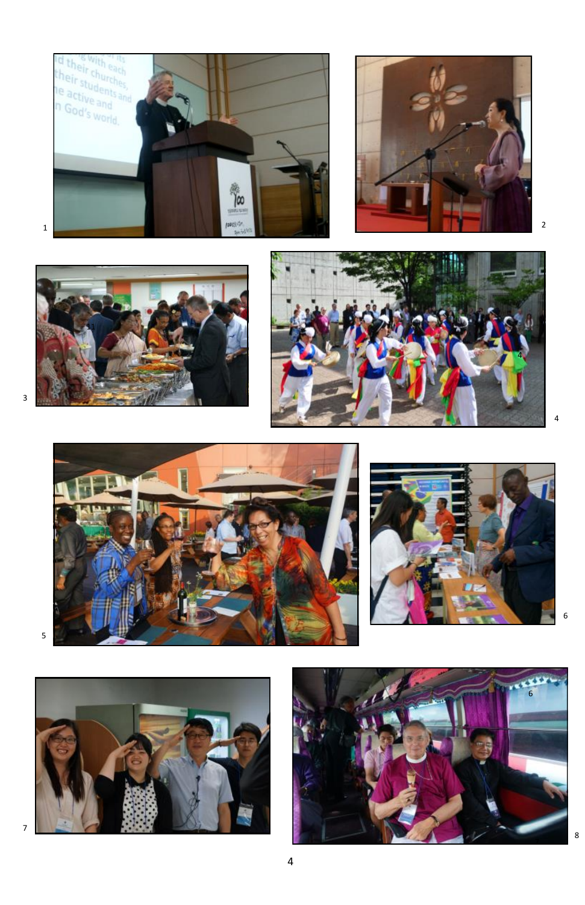1

2

3

4

5

6

7

8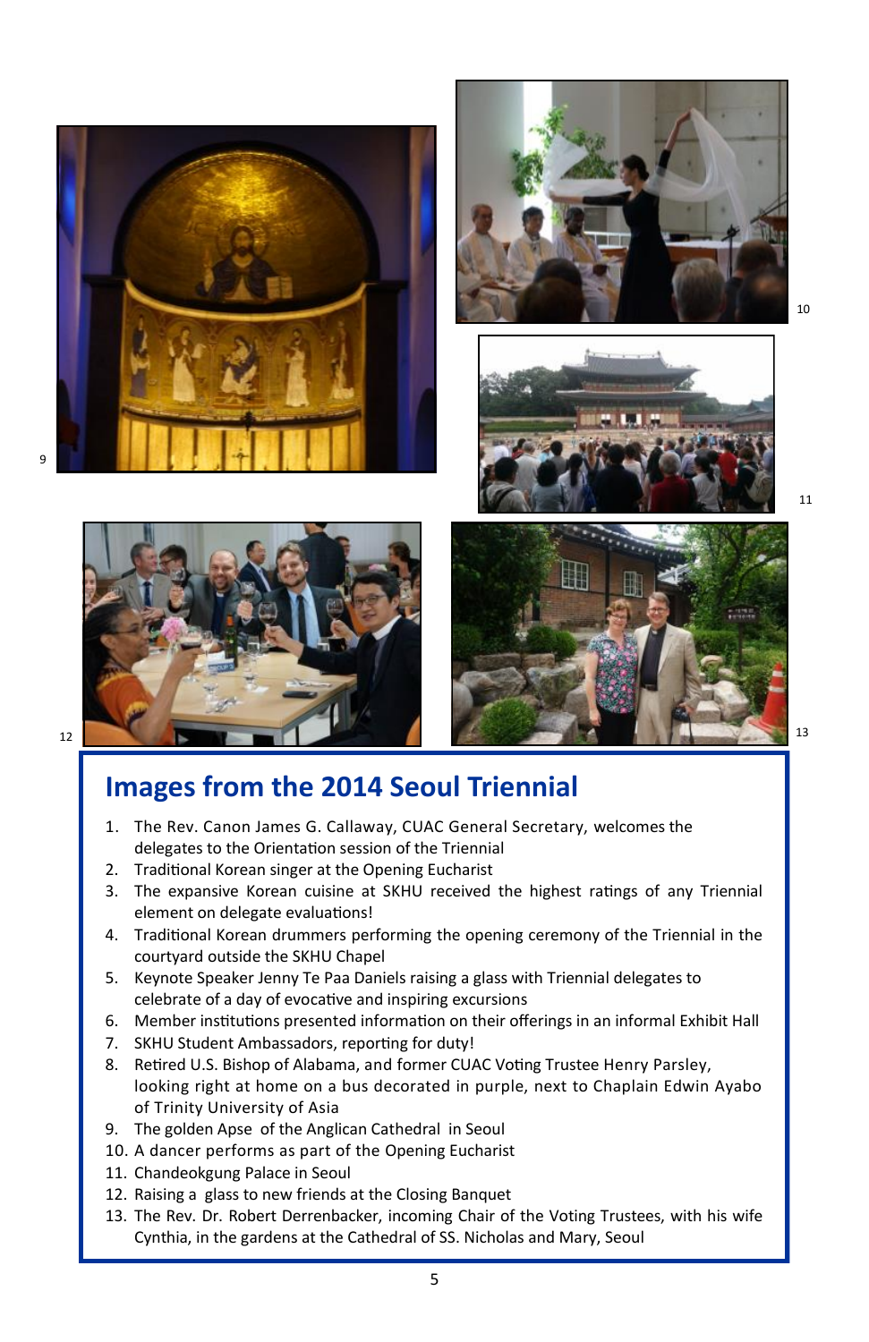## Images from the 2014 Seoul Triennial

1. The Rev. Canon James G. Callaway, CUAC General Secretary, welcomes the delegates to the Orientation session of the Triennial
2. Traditional Korean singer at the Opening Eucharist
3. The expansive Korean cuisine at SKHU received the highest ratings of any Triennial element on delegate evaluations!
4. Traditional Korean drummers performing the opening ceremony of the Triennial in the courtyard outside the SKHU Chapel
5. Keynote Speaker Jenny Te Paa Daniels raising a glass with Triennial delegates to celebrate of a day of evocative and inspiring excursions
6. Member institutions presented information on their offerings in an informal Exhibit Hall
7. SKHU Student Ambassadors, reporting for duty!
8. Retired U.S. Bishop of Alabama, and former CUAC Voting Trustee Henry Parsley, looking right at home on a bus decorated in purple, next to Chaplain Edwin Ayabo of Trinity University of Asia
9. The golden Apse of the Anglican Cathedral in Seoul
10. A dancer performs as part of the Opening Eucharist
11. Chandeokgung Palace in Seoul
12. Raising a glass to new friends at the Closing Banquet
13. The Rev. Dr. Robert Derrenbacker, incoming Chair of the Voting Trustees, with his wife Cynthia, in the gardens at the Cathedral of SS. Nicholas and Mary, Seoul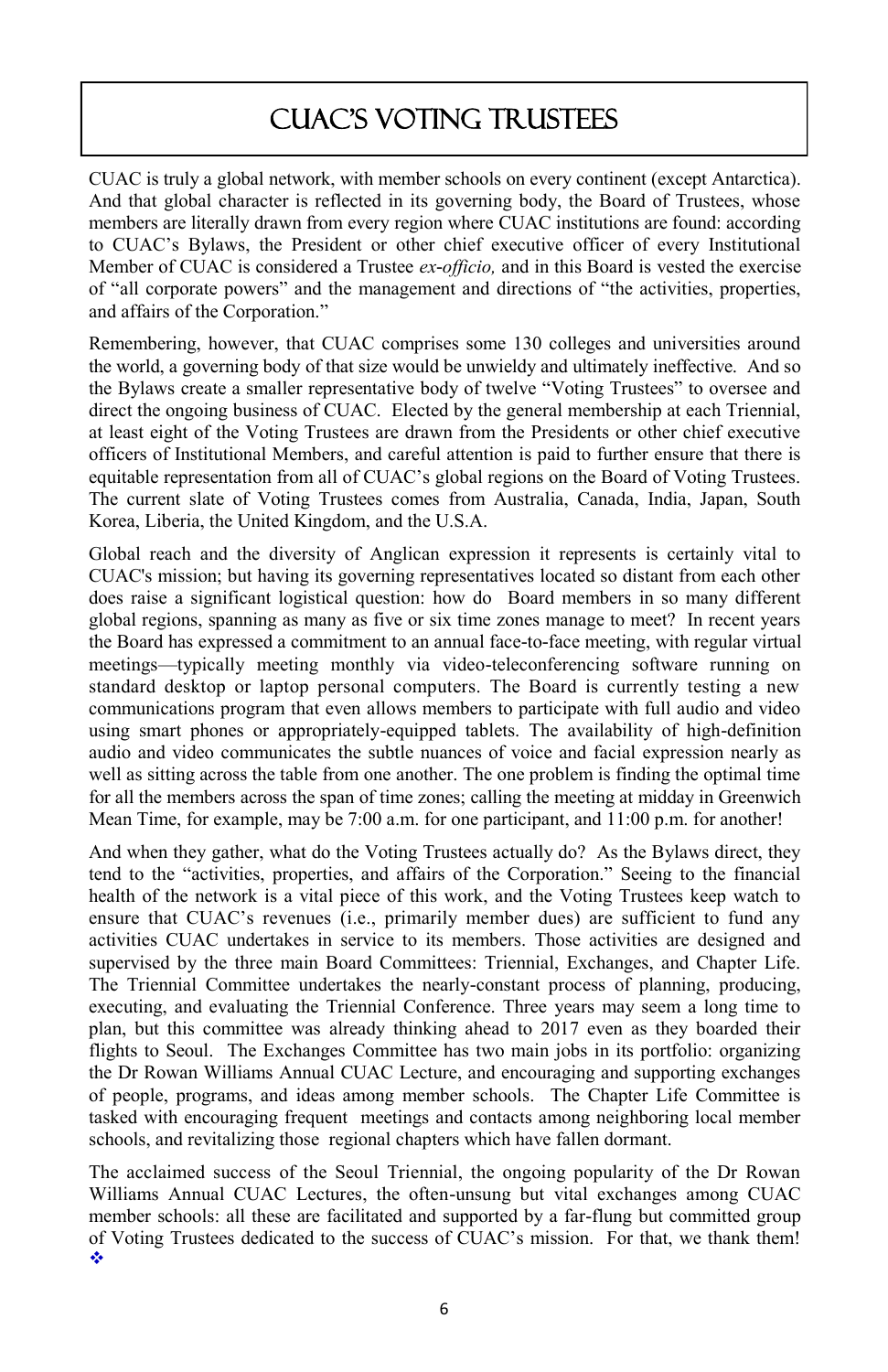# CUAC's Voting Trustees

CUAC is truly a global network, with member schools on every continent (except Antarctica). And that global character is reflected in its governing body, the Board of Trustees, whose members are literally drawn from every region where CUAC institutions are found: according to CUAC's Bylaws, the President or other chief executive officer of every Institutional Member of CUAC is considered a Trustee *ex-officio,* and in this Board is vested the exercise of "all corporate powers" and the management and directions of "the activities, properties, and affairs of the Corporation."

Remembering, however, that CUAC comprises some 130 colleges and universities around the world, a governing body of that size would be unwieldy and ultimately ineffective. And so the Bylaws create a smaller representative body of twelve "Voting Trustees" to oversee and direct the ongoing business of CUAC. Elected by the general membership at each Triennial, at least eight of the Voting Trustees are drawn from the Presidents or other chief executive officers of Institutional Members, and careful attention is paid to further ensure that there is equitable representation from all of CUAC's global regions on the Board of Voting Trustees. The current slate of Voting Trustees comes from Australia, Canada, India, Japan, South Korea, Liberia, the United Kingdom, and the U.S.A.

Global reach and the diversity of Anglican expression it represents is certainly vital to CUAC's mission; but having its governing representatives located so distant from each other does raise a significant logistical question: how do Board members in so many different global regions, spanning as many as five or six time zones manage to meet? In recent years the Board has expressed a commitment to an annual face-to-face meeting, with regular virtual meetings—typically meeting monthly via video-teleconferencing software running on standard desktop or laptop personal computers. The Board is currently testing a new communications program that even allows members to participate with full audio and video using smart phones or appropriately-equipped tablets. The availability of high-definition audio and video communicates the subtle nuances of voice and facial expression nearly as well as sitting across the table from one another. The one problem is finding the optimal time for all the members across the span of time zones; calling the meeting at midday in Greenwich Mean Time, for example, may be 7:00 a.m. for one participant, and 11:00 p.m. for another!

And when they gather, what do the Voting Trustees actually do? As the Bylaws direct, they tend to the "activities, properties, and affairs of the Corporation." Seeing to the financial health of the network is a vital piece of this work, and the Voting Trustees keep watch to ensure that CUAC's revenues (i.e., primarily member dues) are sufficient to fund any activities CUAC undertakes in service to its members. Those activities are designed and supervised by the three main Board Committees: Triennial, Exchanges, and Chapter Life. The Triennial Committee undertakes the nearly-constant process of planning, producing, executing, and evaluating the Triennial Conference. Three years may seem a long time to plan, but this committee was already thinking ahead to 2017 even as they boarded their flights to Seoul. The Exchanges Committee has two main jobs in its portfolio: organizing the Dr Rowan Williams Annual CUAC Lecture, and encouraging and supporting exchanges of people, programs, and ideas among member schools. The Chapter Life Committee is tasked with encouraging frequent meetings and contacts among neighboring local member schools, and revitalizing those regional chapters which have fallen dormant.

The acclaimed success of the Seoul Triennial, the ongoing popularity of the Dr Rowan Williams Annual CUAC Lectures, the often-unsung but vital exchanges among CUAC member schools: all these are facilitated and supported by a far-flung but committed group of Voting Trustees dedicated to the success of CUAC's mission. For that, we thank them! ❖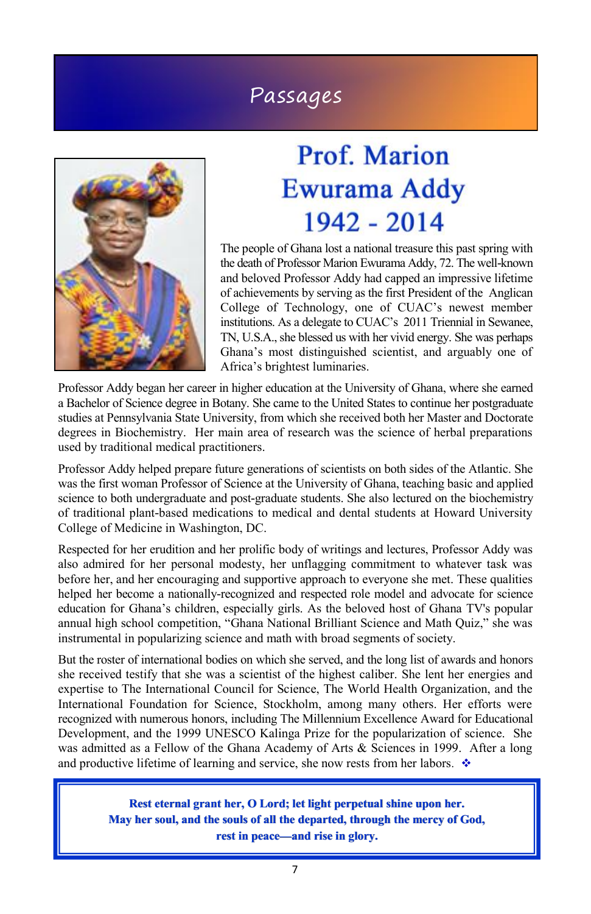# Passages

## Prof. Marion Ewurama Addy 1942 - 2014

The people of Ghana lost a national treasure this past spring with the death of Professor Marion Ewurama Addy, 72. The well-known and beloved Professor Addy had capped an impressive lifetime of achievements by serving as the first President of the Anglican College of Technology, one of CUAC's newest member institutions. As a delegate to CUAC's 2011 Triennial in Sewanee, TN, U.S.A., she blessed us with her vivid energy. She was perhaps Ghana's most distinguished scientist, and arguably one of Africa's brightest luminaries.

Professor Addy began her career in higher education at the University of Ghana, where she earned a Bachelor of Science degree in Botany. She came to the United States to continue her postgraduate studies at Pennsylvania State University, from which she received both her Master and Doctorate degrees in Biochemistry. Her main area of research was the science of herbal preparations used by traditional medical practitioners.

Professor Addy helped prepare future generations of scientists on both sides of the Atlantic. She was the first woman Professor of Science at the University of Ghana, teaching basic and applied science to both undergraduate and post-graduate students. She also lectured on the biochemistry of traditional plant-based medications to medical and dental students at Howard University College of Medicine in Washington, DC.

Respected for her erudition and her prolific body of writings and lectures, Professor Addy was also admired for her personal modesty, her unflagging commitment to whatever task was before her, and her encouraging and supportive approach to everyone she met. These qualities helped her become a nationally-recognized and respected role model and advocate for science education for Ghana's children, especially girls. As the beloved host of Ghana TV's popular annual high school competition, "Ghana National Brilliant Science and Math Quiz," she was instrumental in popularizing science and math with broad segments of society.

But the roster of international bodies on which she served, and the long list of awards and honors she received testify that she was a scientist of the highest caliber. She lent her energies and expertise to The International Council for Science, The World Health Organization, and the International Foundation for Science, Stockholm, among many others. Her efforts were recognized with numerous honors, including The Millennium Excellence Award for Educational Development, and the 1999 UNESCO Kalinga Prize for the popularization of science. She was admitted as a Fellow of the Ghana Academy of Arts & Sciences in 1999. After a long and productive lifetime of learning and service, she now rests from her labors. ❖

**Rest eternal grant her, O Lord; let light perpetual shine upon her.**
**May her soul, and the souls of all the departed, through the mercy of God, rest in peace—and rise in glory.**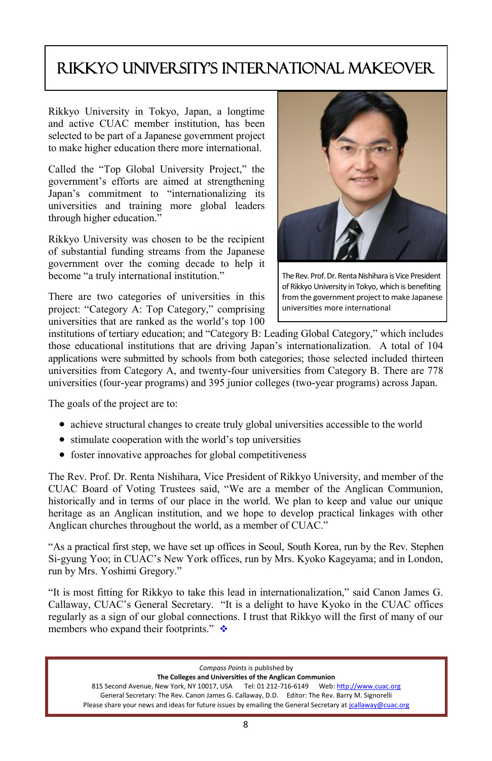# RIKKYO UNIVERSITY'S INTERNATIONAL MAKEOVER

Rikkyo University in Tokyo, Japan, a longtime and active CUAC member institution, has been selected to be part of a Japanese government project to make higher education there more international.

Called the "Top Global University Project," the government's efforts are aimed at strengthening Japan's commitment to "internationalizing its universities and training more global leaders through higher education."

Rikkyo University was chosen to be the recipient of substantial funding streams from the Japanese government over the coming decade to help it become "a truly international institution."

The Rev. Prof. Dr. Renta Nishihara is Vice President of Rikkyo University in Tokyo, which is benefiting from the government project to make Japanese universities more international

There are two categories of universities in this project: "Category A: Top Category," comprising universities that are ranked as the world's top 100 institutions of tertiary education; and "Category B: Leading Global Category," which includes those educational institutions that are driving Japan's internationalization. A total of 104 applications were submitted by schools from both categories; those selected included thirteen universities from Category A, and twenty-four universities from Category B. There are 778 universities (four-year programs) and 395 junior colleges (two-year programs) across Japan.

The goals of the project are to:

- achieve structural changes to create truly global universities accessible to the world
- stimulate cooperation with the world's top universities
- foster innovative approaches for global competitiveness

The Rev. Prof. Dr. Renta Nishihara, Vice President of Rikkyo University, and member of the CUAC Board of Voting Trustees said, "We are a member of the Anglican Communion, historically and in terms of our place in the world. We plan to keep and value our unique heritage as an Anglican institution, and we hope to develop practical linkages with other Anglican churches throughout the world, as a member of CUAC."

"As a practical first step, we have set up offices in Seoul, South Korea, run by the Rev. Stephen Si-gyung Yoo; in CUAC's New York offices, run by Mrs. Kyoko Kageyama; and in London, run by Mrs. Yoshimi Gregory."

"It is most fitting for Rikkyo to take this lead in internationalization," said Canon James G. Callaway, CUAC's General Secretary. "It is a delight to have Kyoko in the CUAC offices regularly as a sign of our global connections. I trust that Rikkyo will the first of many of our members who expand their footprints." ❖

*Compass Points* is published by
**The Colleges and Universities of the Anglican Communion**
815 Second Avenue, New York, NY 10017, USA Tel: 01 212-716-6149 Web: http://www.cuac.org
General Secretary: The Rev. Canon James G. Callaway, D.D. Editor: The Rev. Barry M. Signorelli
Please share your news and ideas for future issues by emailing the General Secretary at jcallaway@cuac.org